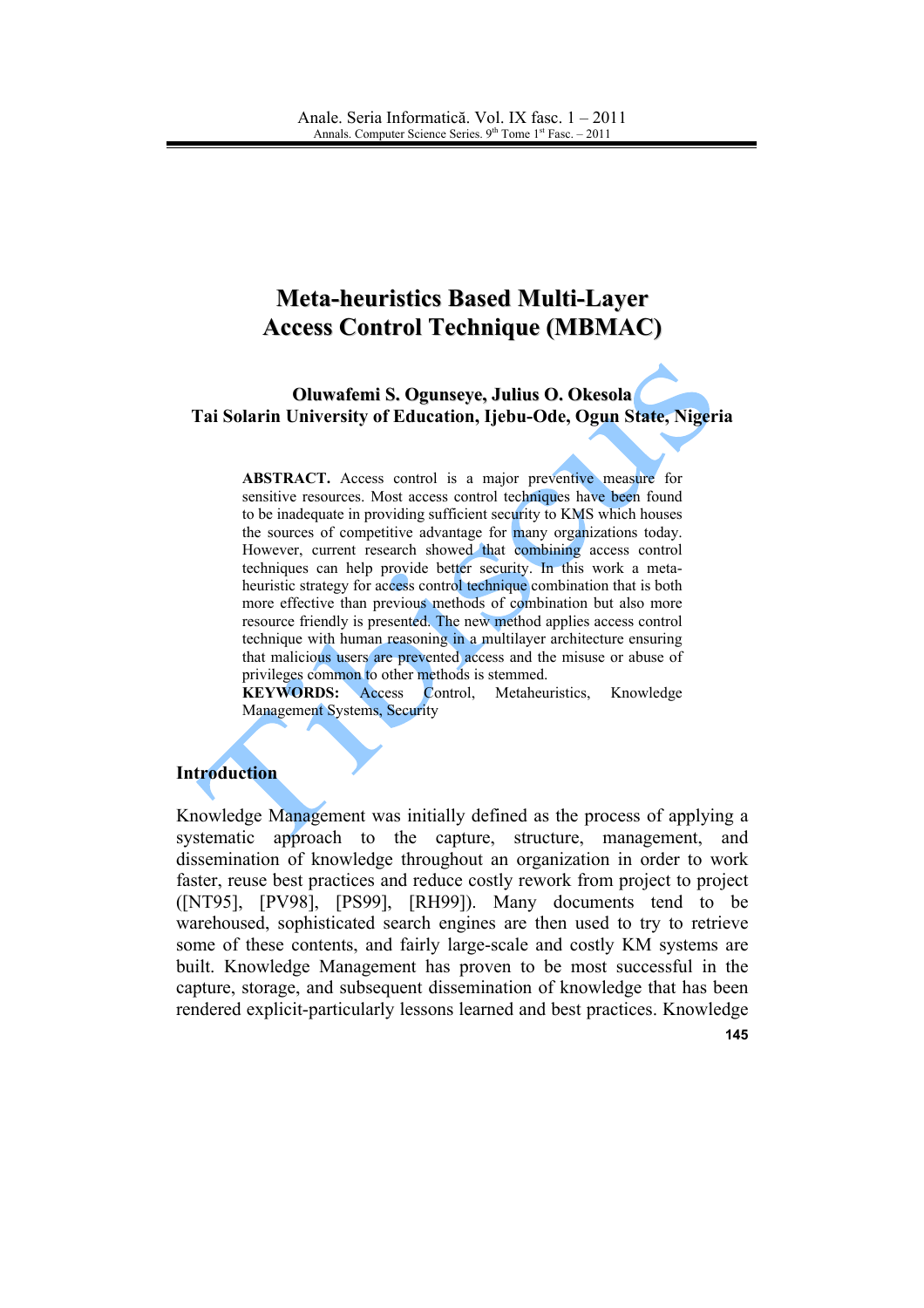# Meta-heuristics Based Multi-Layer Access Control Technique (MBMAC)

**Oluwafemi S. Ogunseye, Julius O. Okesola**
**Tai Solarin University of Education, Ijebu-Ode, Ogun State, Nigeria**

**ABSTRACT.** Access control is a major preventive measure for sensitive resources. Most access control techniques have been found to be inadequate in providing sufficient security to KMS which houses the sources of competitive advantage for many organizations today. However, current research showed that combining access control techniques can help provide better security. In this work a meta-heuristic strategy for access control technique combination that is both more effective than previous methods of combination but also more resource friendly is presented. The new method applies access control technique with human reasoning in a multilayer architecture ensuring that malicious users are prevented access and the misuse or abuse of privileges common to other methods is stemmed.

**KEYWORDS:** Access Control, Metaheuristics, Knowledge Management Systems, Security

## Introduction

Knowledge Management was initially defined as the process of applying a systematic approach to the capture, structure, management, and dissemination of knowledge throughout an organization in order to work faster, reuse best practices and reduce costly rework from project to project ([NT95], [PV98], [PS99], [RH99]). Many documents tend to be warehoused, sophisticated search engines are then used to try to retrieve some of these contents, and fairly large-scale and costly KM systems are built. Knowledge Management has proven to be most successful in the capture, storage, and subsequent dissemination of knowledge that has been rendered explicit-particularly lessons learned and best practices. Knowledge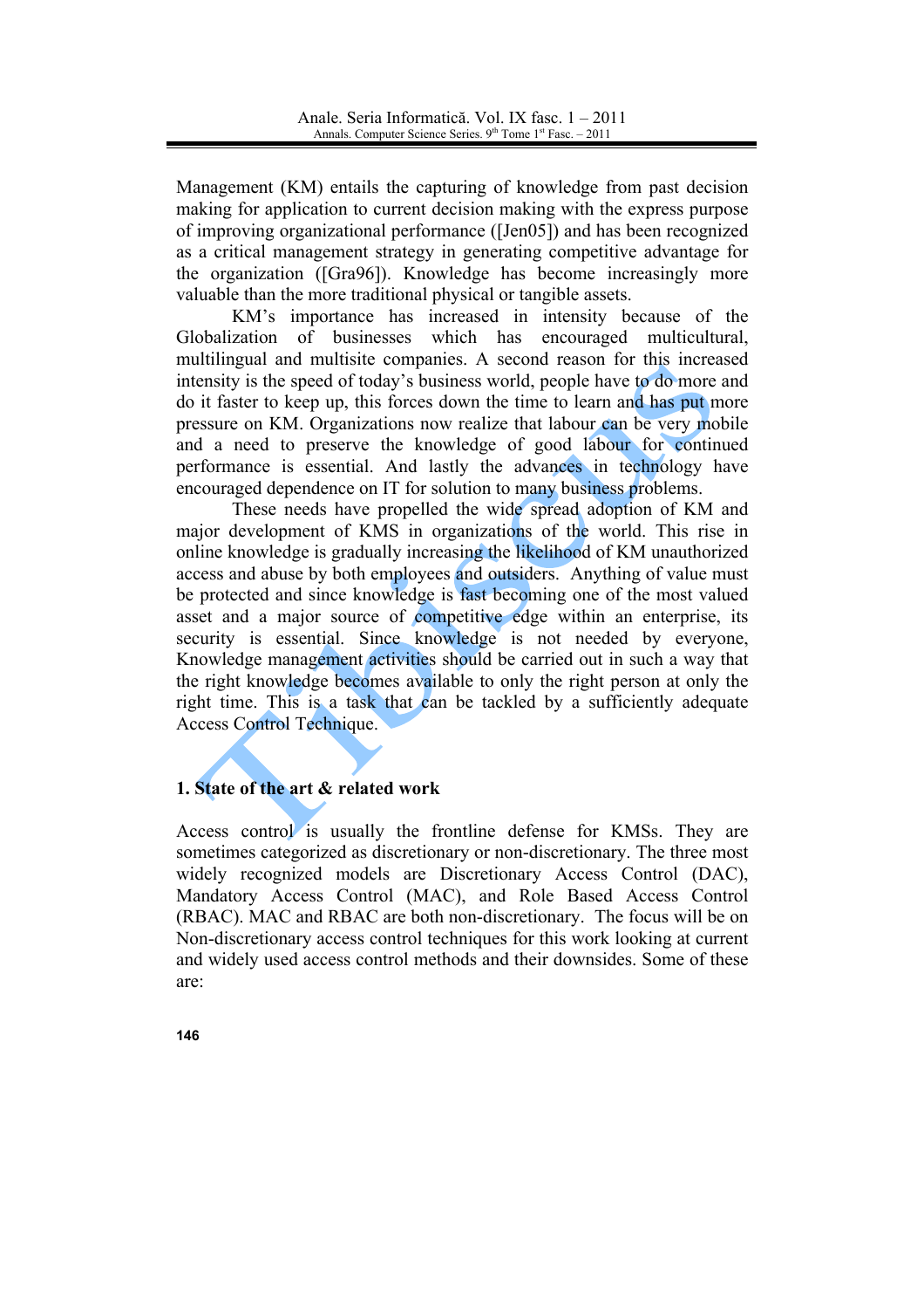Management (KM) entails the capturing of knowledge from past decision making for application to current decision making with the express purpose of improving organizational performance ([Jen05]) and has been recognized as a critical management strategy in generating competitive advantage for the organization ([Gra96]). Knowledge has become increasingly more valuable than the more traditional physical or tangible assets.

KM's importance has increased in intensity because of the Globalization of businesses which has encouraged multicultural, multilingual and multisite companies. A second reason for this increased intensity is the speed of today's business world, people have to do more and do it faster to keep up, this forces down the time to learn and has put more pressure on KM. Organizations now realize that labour can be very mobile and a need to preserve the knowledge of good labour for continued performance is essential. And lastly the advances in technology have encouraged dependence on IT for solution to many business problems.

These needs have propelled the wide spread adoption of KM and major development of KMS in organizations of the world. This rise in online knowledge is gradually increasing the likelihood of KM unauthorized access and abuse by both employees and outsiders. Anything of value must be protected and since knowledge is fast becoming one of the most valued asset and a major source of competitive edge within an enterprise, its security is essential. Since knowledge is not needed by everyone, Knowledge management activities should be carried out in such a way that the right knowledge becomes available to only the right person at only the right time. This is a task that can be tackled by a sufficiently adequate Access Control Technique.

## 1. State of the art & related work

Access control is usually the frontline defense for KMSs. They are sometimes categorized as discretionary or non-discretionary. The three most widely recognized models are Discretionary Access Control (DAC), Mandatory Access Control (MAC), and Role Based Access Control (RBAC). MAC and RBAC are both non-discretionary. The focus will be on Non-discretionary access control techniques for this work looking at current and widely used access control methods and their downsides. Some of these are: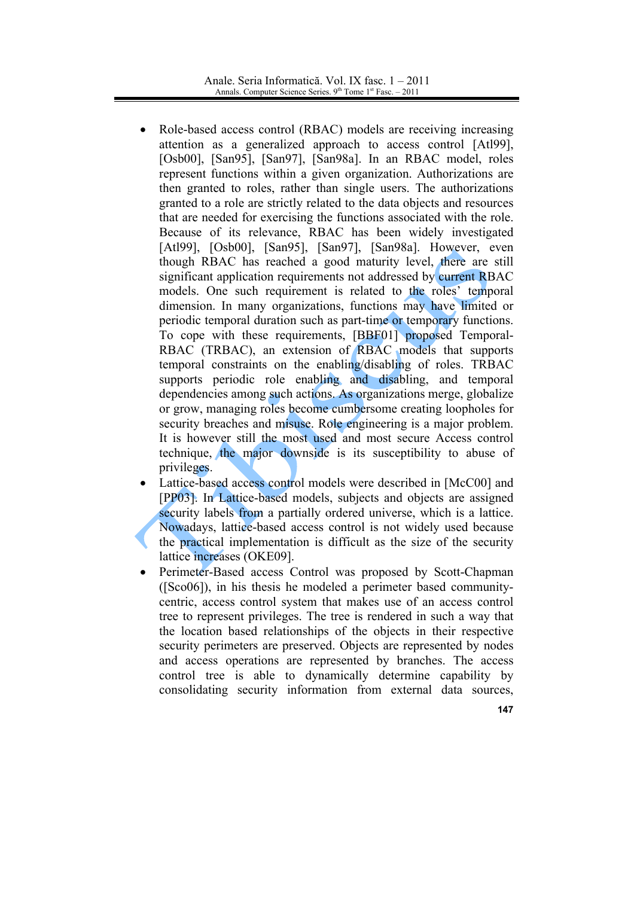- Role-based access control (RBAC) models are receiving increasing attention as a generalized approach to access control [Atl99], [Osb00], [San95], [San97], [San98a]. In an RBAC model, roles represent functions within a given organization. Authorizations are then granted to roles, rather than single users. The authorizations granted to a role are strictly related to the data objects and resources that are needed for exercising the functions associated with the role. Because of its relevance, RBAC has been widely investigated [Atl99], [Osb00], [San95], [San97], [San98a]. However, even though RBAC has reached a good maturity level, there are still significant application requirements not addressed by current RBAC models. One such requirement is related to the roles' temporal dimension. In many organizations, functions may have limited or periodic temporal duration such as part-time or temporary functions. To cope with these requirements, [BBF01] proposed Temporal-RBAC (TRBAC), an extension of RBAC models that supports temporal constraints on the enabling/disabling of roles. TRBAC supports periodic role enabling and disabling, and temporal dependencies among such actions. As organizations merge, globalize or grow, managing roles become cumbersome creating loopholes for security breaches and misuse. Role engineering is a major problem. It is however still the most used and most secure Access control technique, the major downside is its susceptibility to abuse of privileges.
- Lattice-based access control models were described in [McC00] and [PP03]. In Lattice-based models, subjects and objects are assigned security labels from a partially ordered universe, which is a lattice. Nowadays, lattice-based access control is not widely used because the practical implementation is difficult as the size of the security lattice increases (OKE09].
- Perimeter-Based access Control was proposed by Scott-Chapman ([Sco06]), in his thesis he modeled a perimeter based community-centric, access control system that makes use of an access control tree to represent privileges. The tree is rendered in such a way that the location based relationships of the objects in their respective security perimeters are preserved. Objects are represented by nodes and access operations are represented by branches. The access control tree is able to dynamically determine capability by consolidating security information from external data sources,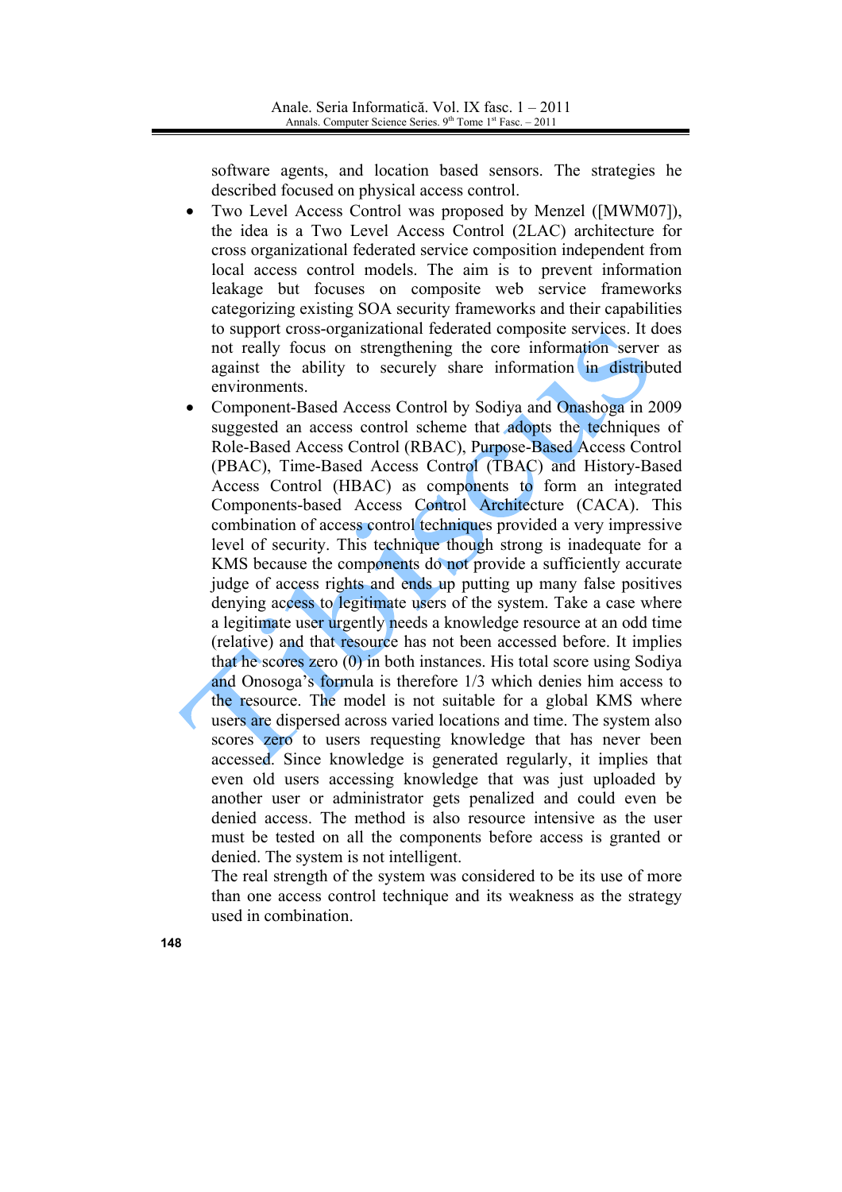software agents, and location based sensors. The strategies he described focused on physical access control.

- Two Level Access Control was proposed by Menzel ([MWM07]), the idea is a Two Level Access Control (2LAC) architecture for cross organizational federated service composition independent from local access control models. The aim is to prevent information leakage but focuses on composite web service frameworks categorizing existing SOA security frameworks and their capabilities to support cross-organizational federated composite services. It does not really focus on strengthening the core information server as against the ability to securely share information in distributed environments.
- Component-Based Access Control by Sodiya and Onashoga in 2009 suggested an access control scheme that adopts the techniques of Role-Based Access Control (RBAC), Purpose-Based Access Control (PBAC), Time-Based Access Control (TBAC) and History-Based Access Control (HBAC) as components to form an integrated Components-based Access Control Architecture (CACA). This combination of access control techniques provided a very impressive level of security. This technique though strong is inadequate for a KMS because the components do not provide a sufficiently accurate judge of access rights and ends up putting up many false positives denying access to legitimate users of the system. Take a case where a legitimate user urgently needs a knowledge resource at an odd time (relative) and that resource has not been accessed before. It implies that he scores zero (0) in both instances. His total score using Sodiya and Onosoga's formula is therefore 1/3 which denies him access to the resource. The model is not suitable for a global KMS where users are dispersed across varied locations and time. The system also scores zero to users requesting knowledge that has never been accessed. Since knowledge is generated regularly, it implies that even old users accessing knowledge that was just uploaded by another user or administrator gets penalized and could even be denied access. The method is also resource intensive as the user must be tested on all the components before access is granted or denied. The system is not intelligent.

  The real strength of the system was considered to be its use of more than one access control technique and its weakness as the strategy used in combination.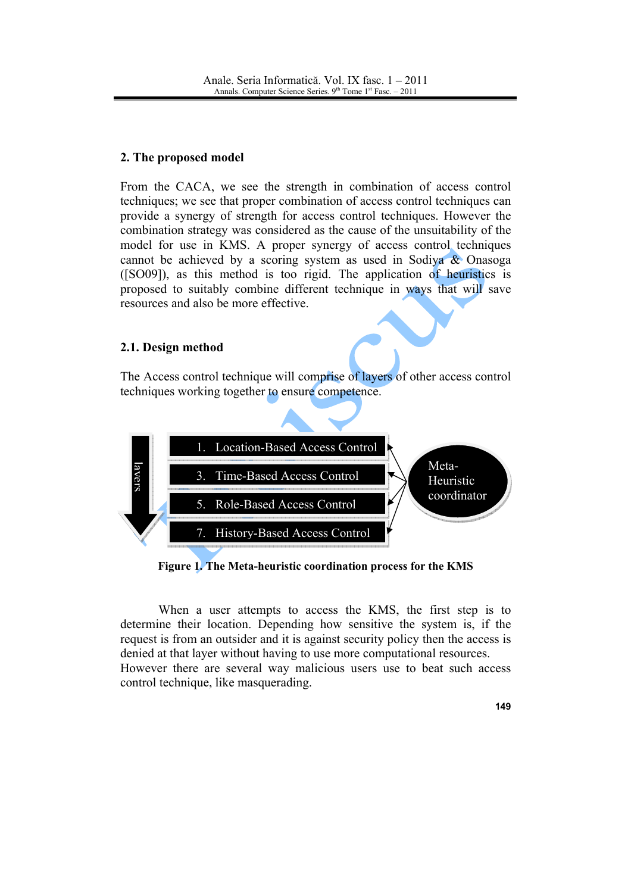## 2. The proposed model

From the CACA, we see the strength in combination of access control techniques; we see that proper combination of access control techniques can provide a synergy of strength for access control techniques. However the combination strategy was considered as the cause of the unsuitability of the model for use in KMS. A proper synergy of access control techniques cannot be achieved by a scoring system as used in Sodiya & Onasoga ([SO09]), as this method is too rigid. The application of heuristics is proposed to suitably combine different technique in ways that will save resources and also be more effective.

### 2.1. Design method

The Access control technique will comprise of layers of other access control techniques working together to ensure competence.

layers

1. Location-Based Access Control
3. Time-Based Access Control
5. Role-Based Access Control
7. History-Based Access Control

Meta-Heuristic coordinator

**Figure 1. The Meta-heuristic coordination process for the KMS**

When a user attempts to access the KMS, the first step is to determine their location. Depending how sensitive the system is, if the request is from an outsider and it is against security policy then the access is denied at that layer without having to use more computational resources. However there are several way malicious users use to beat such access control technique, like masquerading.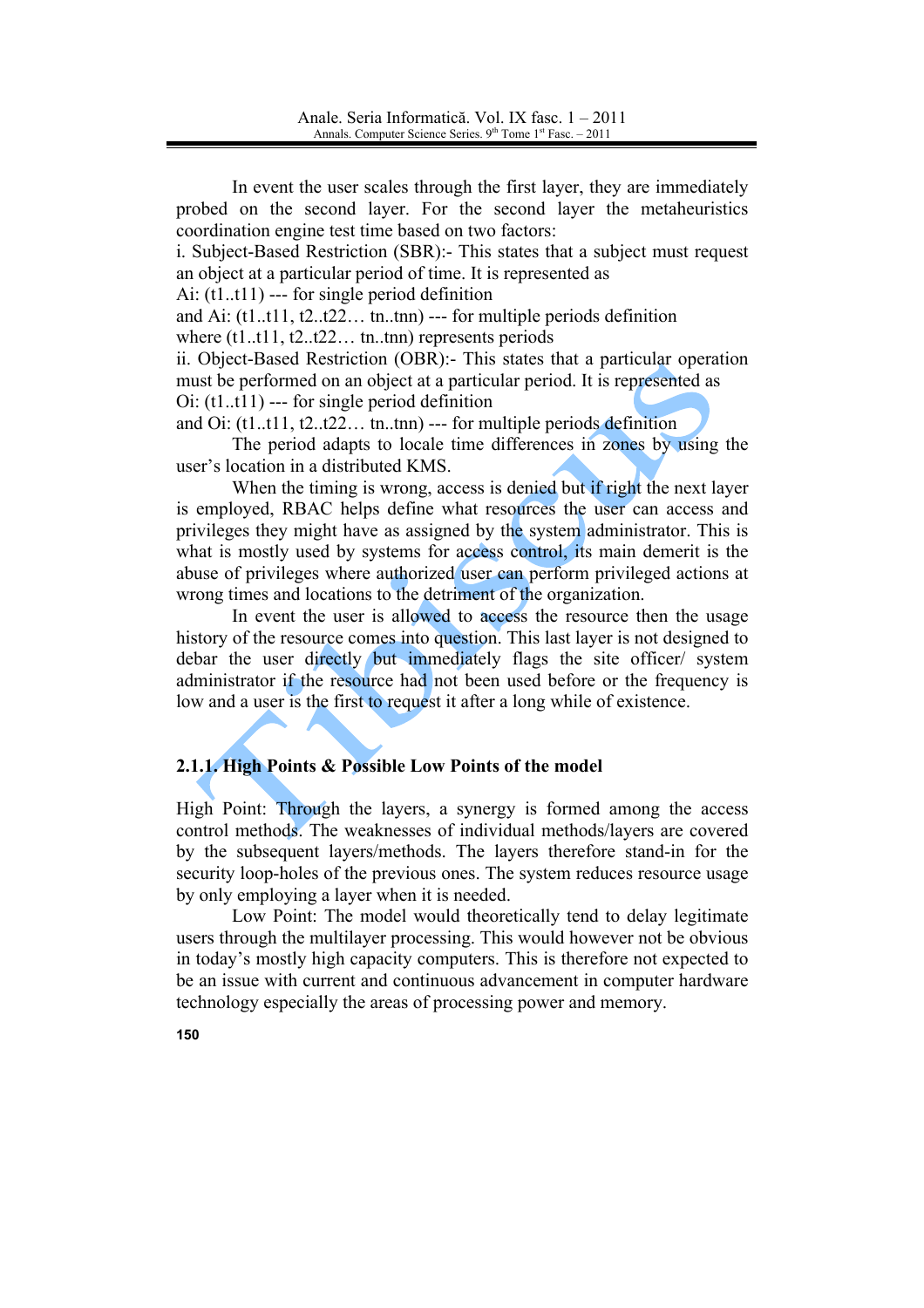In event the user scales through the first layer, they are immediately probed on the second layer. For the second layer the metaheuristics coordination engine test time based on two factors:

i. Subject-Based Restriction (SBR):- This states that a subject must request an object at a particular period of time. It is represented as

Ai: (t1..t11) --- for single period definition

and Ai: (t1..t11, t2..t22… tn..tnn) --- for multiple periods definition

where (t1..t11, t2..t22… tn..tnn) represents periods

ii. Object-Based Restriction (OBR):- This states that a particular operation must be performed on an object at a particular period. It is represented as

Oi: (t1..t11) --- for single period definition

and Oi: (t1..t11, t2..t22… tn..tnn) --- for multiple periods definition

The period adapts to locale time differences in zones by using the user's location in a distributed KMS.

When the timing is wrong, access is denied but if right the next layer is employed, RBAC helps define what resources the user can access and privileges they might have as assigned by the system administrator. This is what is mostly used by systems for access control, its main demerit is the abuse of privileges where authorized user can perform privileged actions at wrong times and locations to the detriment of the organization.

In event the user is allowed to access the resource then the usage history of the resource comes into question. This last layer is not designed to debar the user directly but immediately flags the site officer/ system administrator if the resource had not been used before or the frequency is low and a user is the first to request it after a long while of existence.

### 2.1.1. High Points & Possible Low Points of the model

High Point: Through the layers, a synergy is formed among the access control methods. The weaknesses of individual methods/layers are covered by the subsequent layers/methods. The layers therefore stand-in for the security loop-holes of the previous ones. The system reduces resource usage by only employing a layer when it is needed.

Low Point: The model would theoretically tend to delay legitimate users through the multilayer processing. This would however not be obvious in today's mostly high capacity computers. This is therefore not expected to be an issue with current and continuous advancement in computer hardware technology especially the areas of processing power and memory.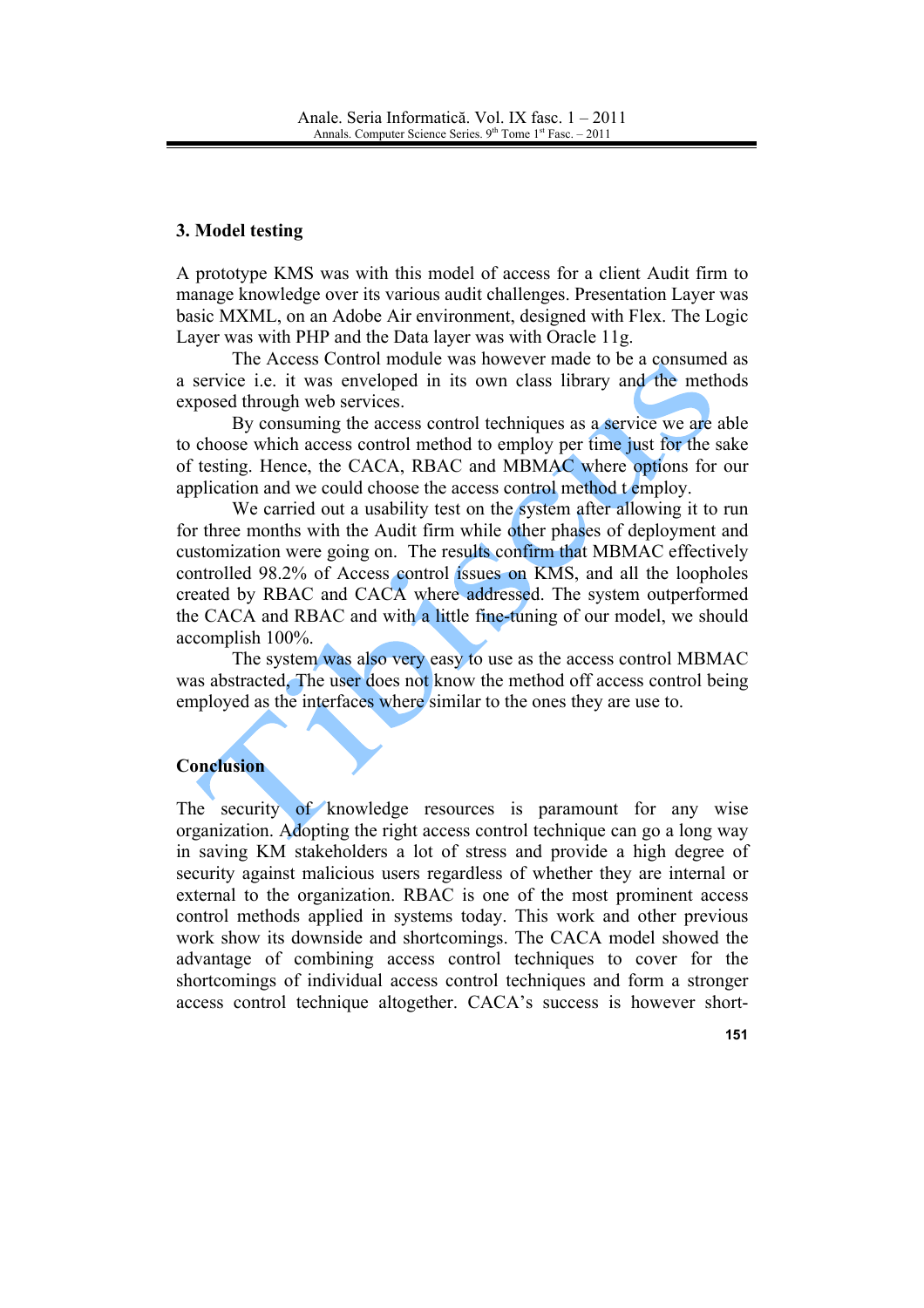## 3. Model testing

A prototype KMS was with this model of access for a client Audit firm to manage knowledge over its various audit challenges. Presentation Layer was basic MXML, on an Adobe Air environment, designed with Flex. The Logic Layer was with PHP and the Data layer was with Oracle 11g.

The Access Control module was however made to be a consumed as a service i.e. it was enveloped in its own class library and the methods exposed through web services.

By consuming the access control techniques as a service we are able to choose which access control method to employ per time just for the sake of testing. Hence, the CACA, RBAC and MBMAC where options for our application and we could choose the access control method t employ.

We carried out a usability test on the system after allowing it to run for three months with the Audit firm while other phases of deployment and customization were going on. The results confirm that MBMAC effectively controlled 98.2% of Access control issues on KMS, and all the loopholes created by RBAC and CACA where addressed. The system outperformed the CACA and RBAC and with a little fine-tuning of our model, we should accomplish 100%.

The system was also very easy to use as the access control MBMAC was abstracted. The user does not know the method off access control being employed as the interfaces where similar to the ones they are use to.

## Conclusion

The security of knowledge resources is paramount for any wise organization. Adopting the right access control technique can go a long way in saving KM stakeholders a lot of stress and provide a high degree of security against malicious users regardless of whether they are internal or external to the organization. RBAC is one of the most prominent access control methods applied in systems today. This work and other previous work show its downside and shortcomings. The CACA model showed the advantage of combining access control techniques to cover for the shortcomings of individual access control techniques and form a stronger access control technique altogether. CACA's success is however short-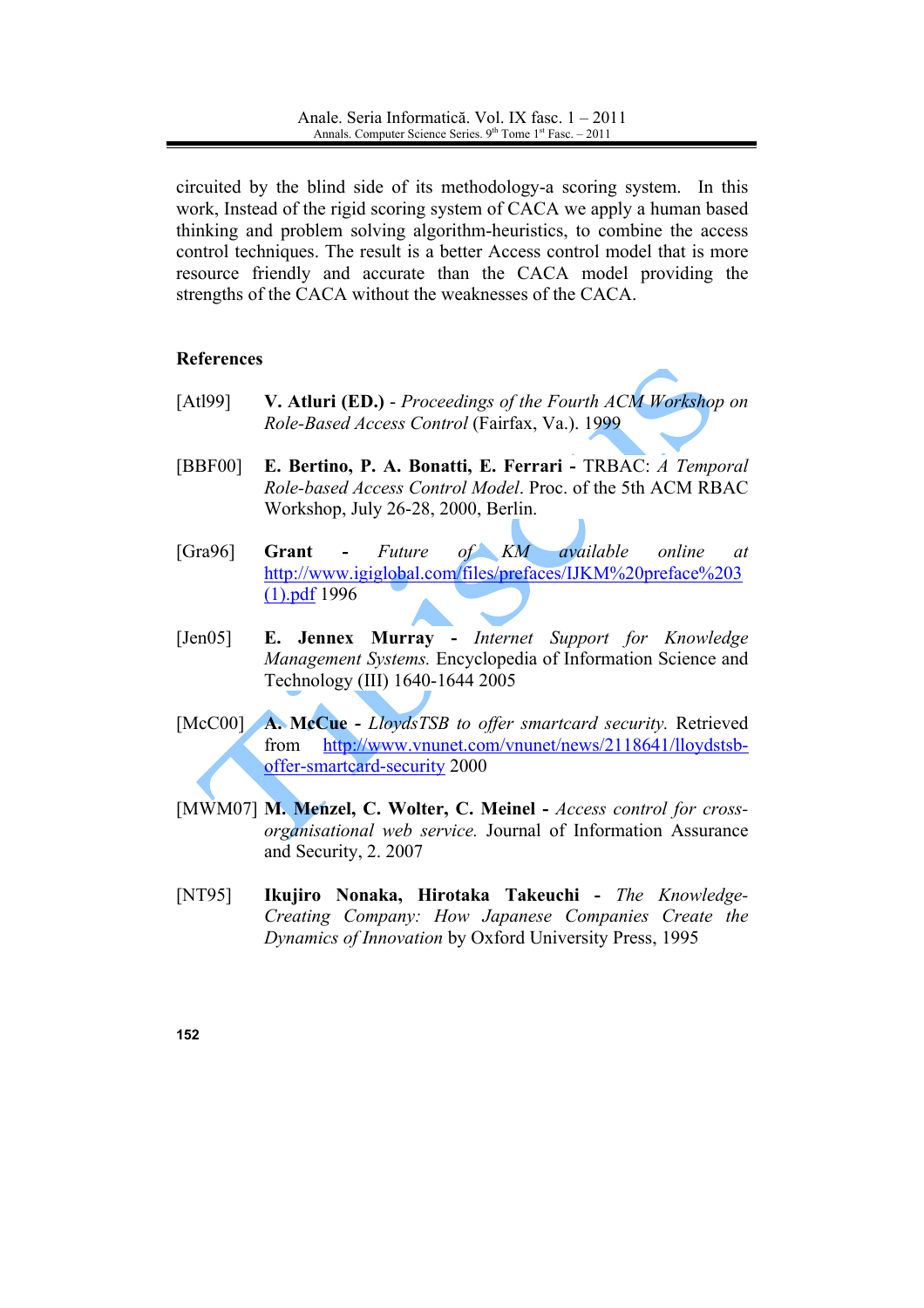circuited by the blind side of its methodology-a scoring system. In this work, Instead of the rigid scoring system of CACA we apply a human based thinking and problem solving algorithm-heuristics, to combine the access control techniques. The result is a better Access control model that is more resource friendly and accurate than the CACA model providing the strengths of the CACA without the weaknesses of the CACA.

## References

[Atl99] **V. Atluri (ED.)** - *Proceedings of the Fourth ACM Workshop on Role-Based Access Control* (Fairfax, Va.). 1999

[BBF00] **E. Bertino, P. A. Bonatti, E. Ferrari** - TRBAC: *A Temporal Role-based Access Control Model*. Proc. of the 5th ACM RBAC Workshop, July 26-28, 2000, Berlin.

[Gra96] **Grant** - *Future of KM available online at* http://www.igiglobal.com/files/prefaces/IJKM%20preface%203(1).pdf 1996

[Jen05] **E. Jennex Murray** - *Internet Support for Knowledge Management Systems.* Encyclopedia of Information Science and Technology (III) 1640-1644 2005

[McC00] **A. McCue** - *LloydsTSB to offer smartcard security.* Retrieved from http://www.vnunet.com/vnunet/news/2118641/lloydstsb-offer-smartcard-security 2000

[MWM07] **M. Menzel, C. Wolter, C. Meinel** - *Access control for cross-organisational web service.* Journal of Information Assurance and Security, 2. 2007

[NT95] **Ikujiro Nonaka, Hirotaka Takeuchi** - *The Knowledge-Creating Company: How Japanese Companies Create the Dynamics of Innovation* by Oxford University Press, 1995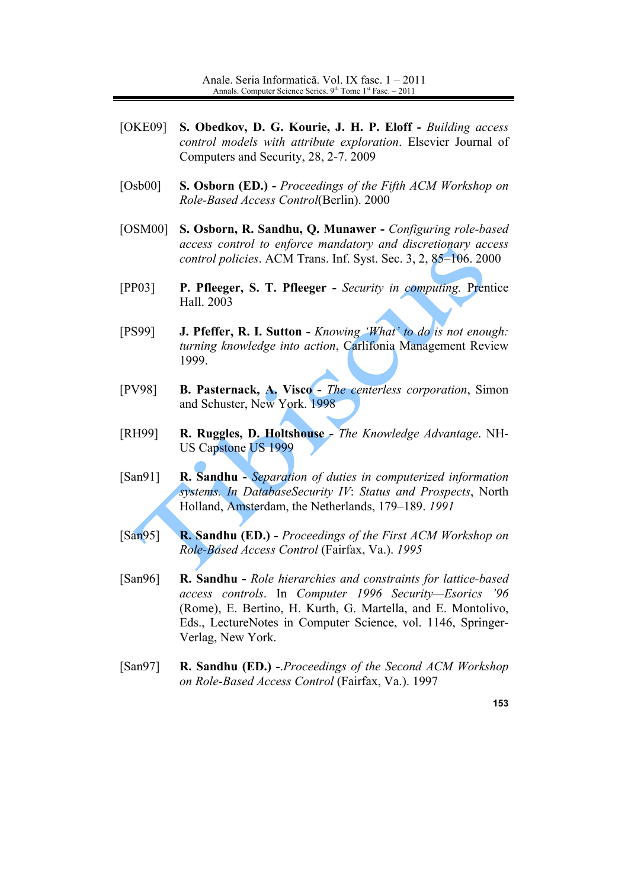[OKE09] **S. Obedkov, D. G. Kourie, J. H. P. Eloff -** *Building access control models with attribute exploration*. Elsevier Journal of Computers and Security, 28, 2-7. 2009

[Osb00] **S. Osborn (ED.) -** *Proceedings of the Fifth ACM Workshop on Role-Based Access Control*(Berlin). 2000

[OSM00] **S. Osborn, R. Sandhu, Q. Munawer -** *Configuring role-based access control to enforce mandatory and discretionary access control policies*. ACM Trans. Inf. Syst. Sec. 3, 2, 85–106. 2000

[PP03] **P. Pfleeger, S. T. Pfleeger -** *Security in computing.* Prentice Hall. 2003

[PS99] **J. Pfeffer, R. I. Sutton -** *Knowing 'What' to do is not enough: turning knowledge into action*, Carlifonia Management Review 1999.

[PV98] **B. Pasternack, A. Visco -** *The centerless corporation*, Simon and Schuster, New York. 1998

[RH99] **R. Ruggles, D. Holtshouse -** *The Knowledge Advantage*. NH-US Capstone US 1999

[San91] **R. Sandhu -** *Separation of duties in computerized information systems. In DatabaseSecurity IV*: *Status and Prospects*, North Holland, Amsterdam, the Netherlands, 179–189. *1991*

[San95] **R. Sandhu (ED.) -** *Proceedings of the First ACM Workshop on Role-Based Access Control* (Fairfax, Va.). *1995*

[San96] **R. Sandhu -** *Role hierarchies and constraints for lattice-based access controls*. In *Computer 1996 Security—Esorics '96* (Rome), E. Bertino, H. Kurth, G. Martella, and E. Montolivo, Eds., LectureNotes in Computer Science, vol. 1146, Springer-Verlag, New York.

[San97] **R. Sandhu (ED.) -**.*Proceedings of the Second ACM Workshop on Role-Based Access Control* (Fairfax, Va.). 1997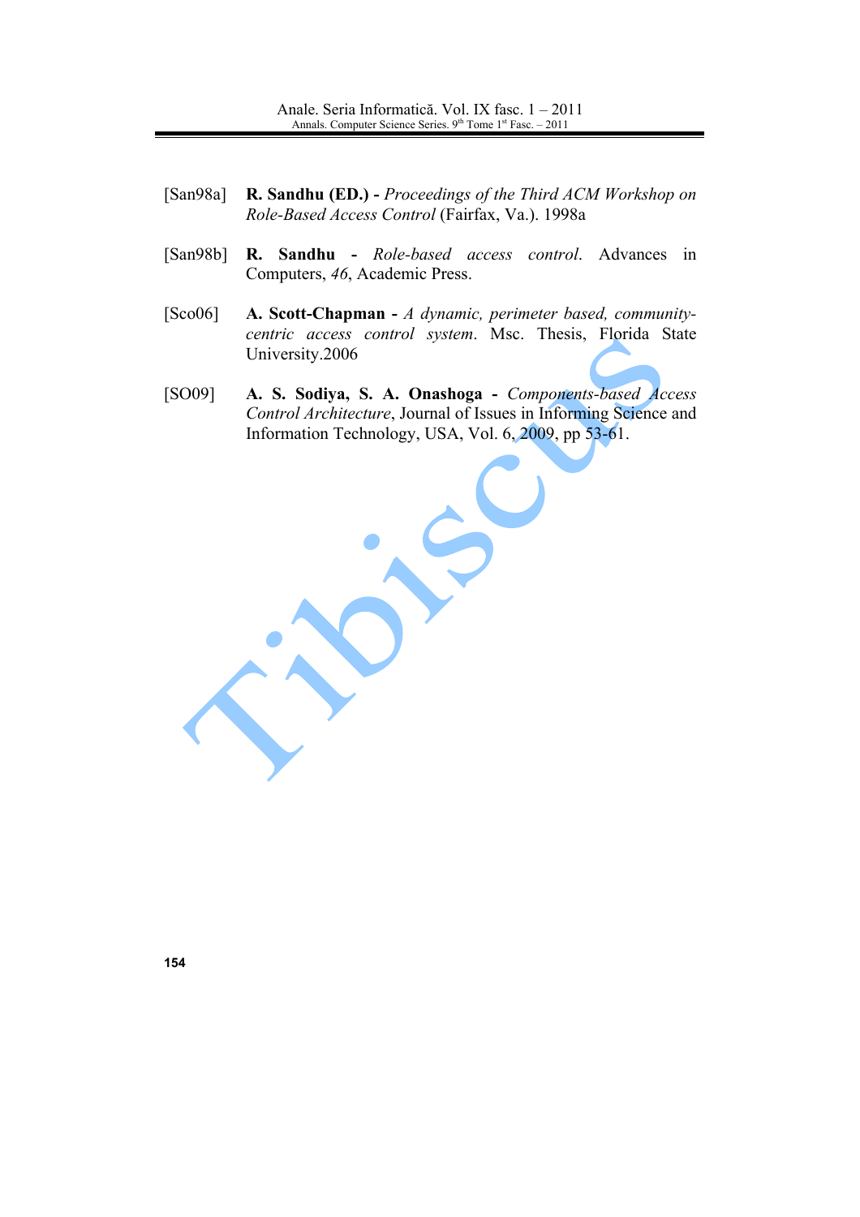[San98a] **R. Sandhu (ED.) -** *Proceedings of the Third ACM Workshop on Role-Based Access Control* (Fairfax, Va.). 1998a

[San98b] **R. Sandhu -** *Role-based access control*. Advances in Computers, *46*, Academic Press.

[Sco06] **A. Scott-Chapman -** *A dynamic, perimeter based, community-centric access control system*. Msc. Thesis, Florida State University.2006

[SO09] **A. S. Sodiya, S. A. Onashoga -** *Components-based Access Control Architecture*, Journal of Issues in Informing Science and Information Technology, USA, Vol. 6, 2009, pp 53-61.